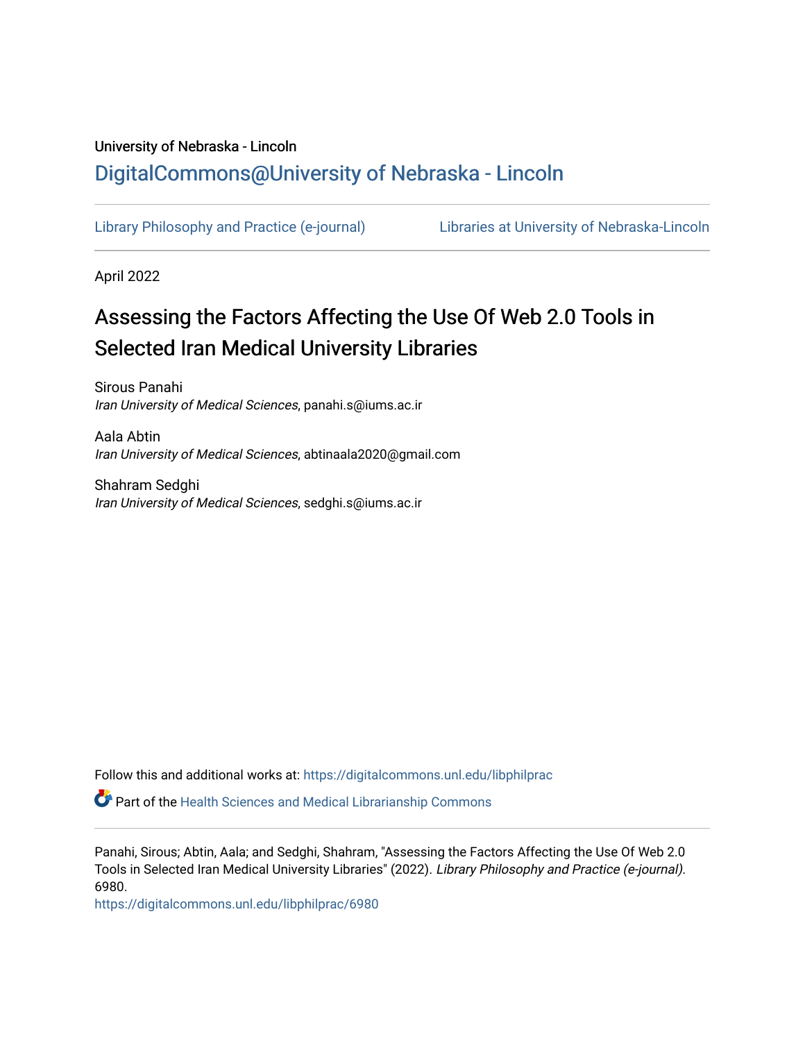University of Nebraska - Lincoln

## DigitalCommons@University of Nebraska - Lincoln

Library Philosophy and Practice (e-journal) Libraries at University of Nebraska-Lincoln

April 2022

# Assessing the Factors Affecting the Use Of Web 2.0 Tools in Selected Iran Medical University Libraries

Sirous Panahi
*Iran University of Medical Sciences*, panahi.s@iums.ac.ir

Aala Abtin
*Iran University of Medical Sciences*, abtinaala2020@gmail.com

Shahram Sedghi
*Iran University of Medical Sciences*, sedghi.s@iums.ac.ir

Follow this and additional works at: https://digitalcommons.unl.edu/libphilprac

Part of the Health Sciences and Medical Librarianship Commons

Panahi, Sirous; Abtin, Aala; and Sedghi, Shahram, "Assessing the Factors Affecting the Use Of Web 2.0 Tools in Selected Iran Medical University Libraries" (2022). *Library Philosophy and Practice (e-journal)*. 6980.
https://digitalcommons.unl.edu/libphilprac/6980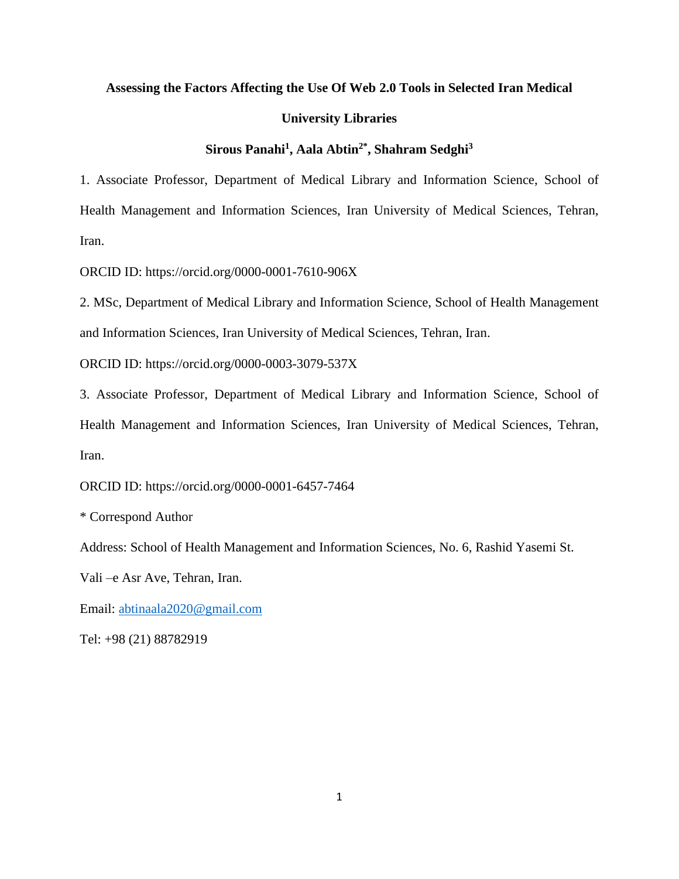# Assessing the Factors Affecting the Use Of Web 2.0 Tools in Selected Iran Medical University Libraries

**Sirous Panahi[1], Aala Abtin[2*], Shahram Sedghi[3]**

1. Associate Professor, Department of Medical Library and Information Science, School of Health Management and Information Sciences, Iran University of Medical Sciences, Tehran, Iran.

ORCID ID: https://orcid.org/0000-0001-7610-906X

2. MSc, Department of Medical Library and Information Science, School of Health Management and Information Sciences, Iran University of Medical Sciences, Tehran, Iran.

ORCID ID: https://orcid.org/0000-0003-3079-537X

3. Associate Professor, Department of Medical Library and Information Science, School of Health Management and Information Sciences, Iran University of Medical Sciences, Tehran, Iran.

ORCID ID: https://orcid.org/0000-0001-6457-7464

\* Correspond Author

Address: School of Health Management and Information Sciences, No. 6, Rashid Yasemi St.

Vali –e Asr Ave, Tehran, Iran.

Email: abtinaala2020@gmail.com

Tel: +98 (21) 88782919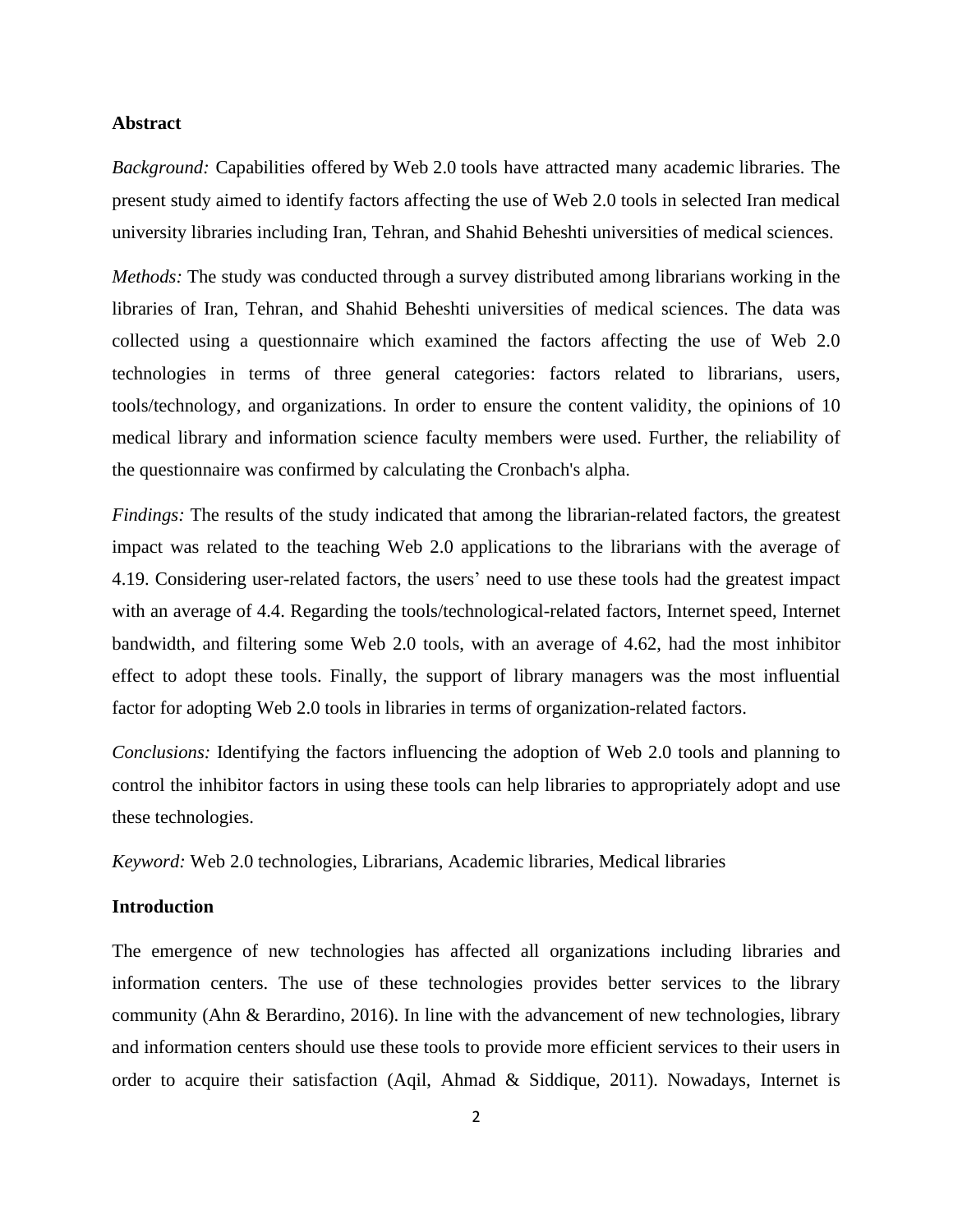## Abstract

*Background:* Capabilities offered by Web 2.0 tools have attracted many academic libraries. The present study aimed to identify factors affecting the use of Web 2.0 tools in selected Iran medical university libraries including Iran, Tehran, and Shahid Beheshti universities of medical sciences.

*Methods:* The study was conducted through a survey distributed among librarians working in the libraries of Iran, Tehran, and Shahid Beheshti universities of medical sciences. The data was collected using a questionnaire which examined the factors affecting the use of Web 2.0 technologies in terms of three general categories: factors related to librarians, users, tools/technology, and organizations. In order to ensure the content validity, the opinions of 10 medical library and information science faculty members were used. Further, the reliability of the questionnaire was confirmed by calculating the Cronbach's alpha.

*Findings:* The results of the study indicated that among the librarian-related factors, the greatest impact was related to the teaching Web 2.0 applications to the librarians with the average of 4.19. Considering user-related factors, the users' need to use these tools had the greatest impact with an average of 4.4. Regarding the tools/technological-related factors, Internet speed, Internet bandwidth, and filtering some Web 2.0 tools, with an average of 4.62, had the most inhibitor effect to adopt these tools. Finally, the support of library managers was the most influential factor for adopting Web 2.0 tools in libraries in terms of organization-related factors.

*Conclusions:* Identifying the factors influencing the adoption of Web 2.0 tools and planning to control the inhibitor factors in using these tools can help libraries to appropriately adopt and use these technologies.

*Keyword:* Web 2.0 technologies, Librarians, Academic libraries, Medical libraries

## Introduction

The emergence of new technologies has affected all organizations including libraries and information centers. The use of these technologies provides better services to the library community (Ahn & Berardino, 2016). In line with the advancement of new technologies, library and information centers should use these tools to provide more efficient services to their users in order to acquire their satisfaction (Aqil, Ahmad & Siddique, 2011). Nowadays, Internet is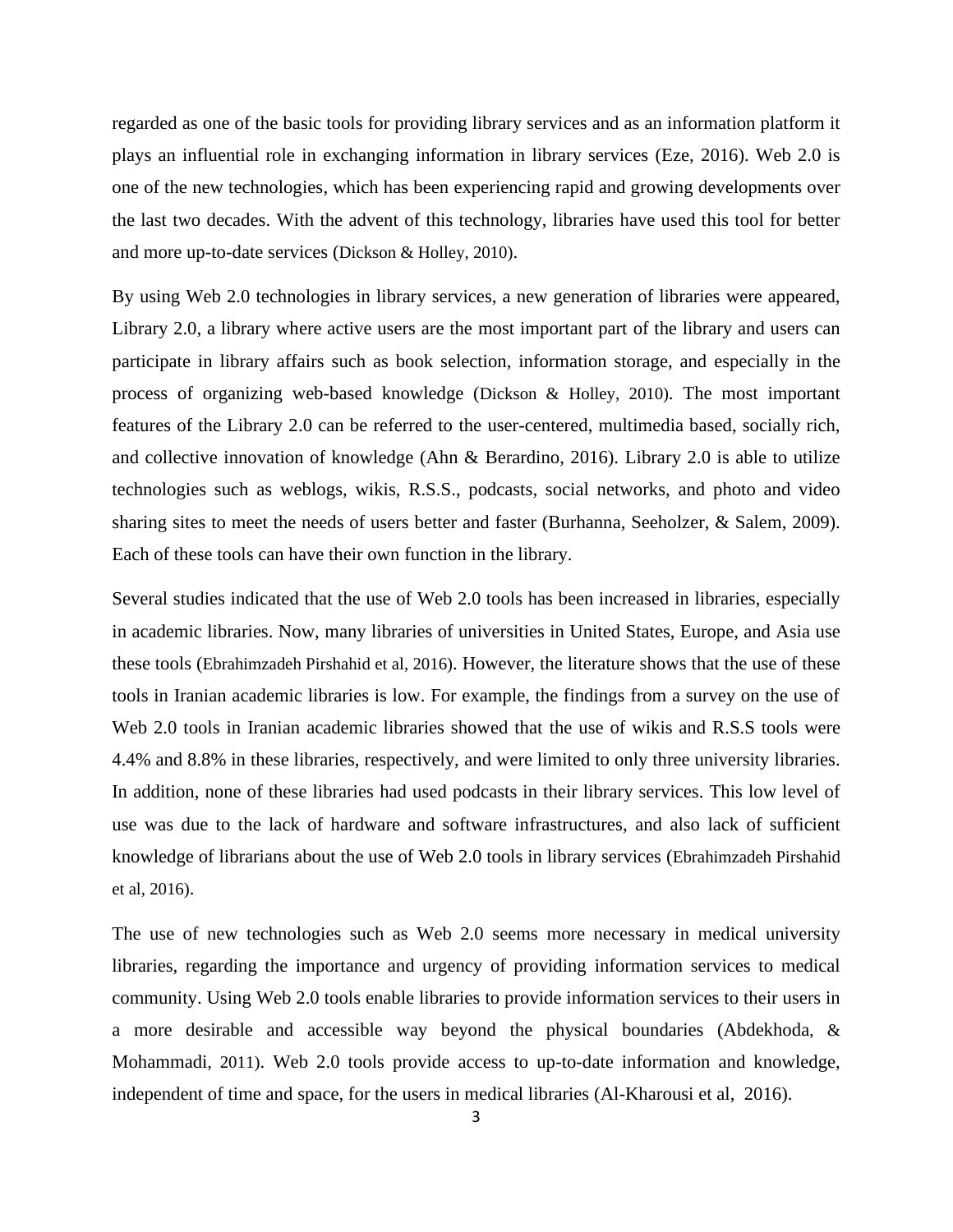regarded as one of the basic tools for providing library services and as an information platform it plays an influential role in exchanging information in library services (Eze, 2016). Web 2.0 is one of the new technologies, which has been experiencing rapid and growing developments over the last two decades. With the advent of this technology, libraries have used this tool for better and more up-to-date services (Dickson & Holley, 2010).

By using Web 2.0 technologies in library services, a new generation of libraries were appeared, Library 2.0, a library where active users are the most important part of the library and users can participate in library affairs such as book selection, information storage, and especially in the process of organizing web-based knowledge (Dickson & Holley, 2010). The most important features of the Library 2.0 can be referred to the user-centered, multimedia based, socially rich, and collective innovation of knowledge (Ahn & Berardino, 2016). Library 2.0 is able to utilize technologies such as weblogs, wikis, R.S.S., podcasts, social networks, and photo and video sharing sites to meet the needs of users better and faster (Burhanna, Seeholzer, & Salem, 2009). Each of these tools can have their own function in the library.

Several studies indicated that the use of Web 2.0 tools has been increased in libraries, especially in academic libraries. Now, many libraries of universities in United States, Europe, and Asia use these tools (Ebrahimzadeh Pirshahid et al, 2016). However, the literature shows that the use of these tools in Iranian academic libraries is low. For example, the findings from a survey on the use of Web 2.0 tools in Iranian academic libraries showed that the use of wikis and R.S.S tools were 4.4% and 8.8% in these libraries, respectively, and were limited to only three university libraries. In addition, none of these libraries had used podcasts in their library services. This low level of use was due to the lack of hardware and software infrastructures, and also lack of sufficient knowledge of librarians about the use of Web 2.0 tools in library services (Ebrahimzadeh Pirshahid et al, 2016).

The use of new technologies such as Web 2.0 seems more necessary in medical university libraries, regarding the importance and urgency of providing information services to medical community. Using Web 2.0 tools enable libraries to provide information services to their users in a more desirable and accessible way beyond the physical boundaries (Abdekhoda, & Mohammadi, 2011). Web 2.0 tools provide access to up-to-date information and knowledge, independent of time and space, for the users in medical libraries (Al-Kharousi et al, 2016).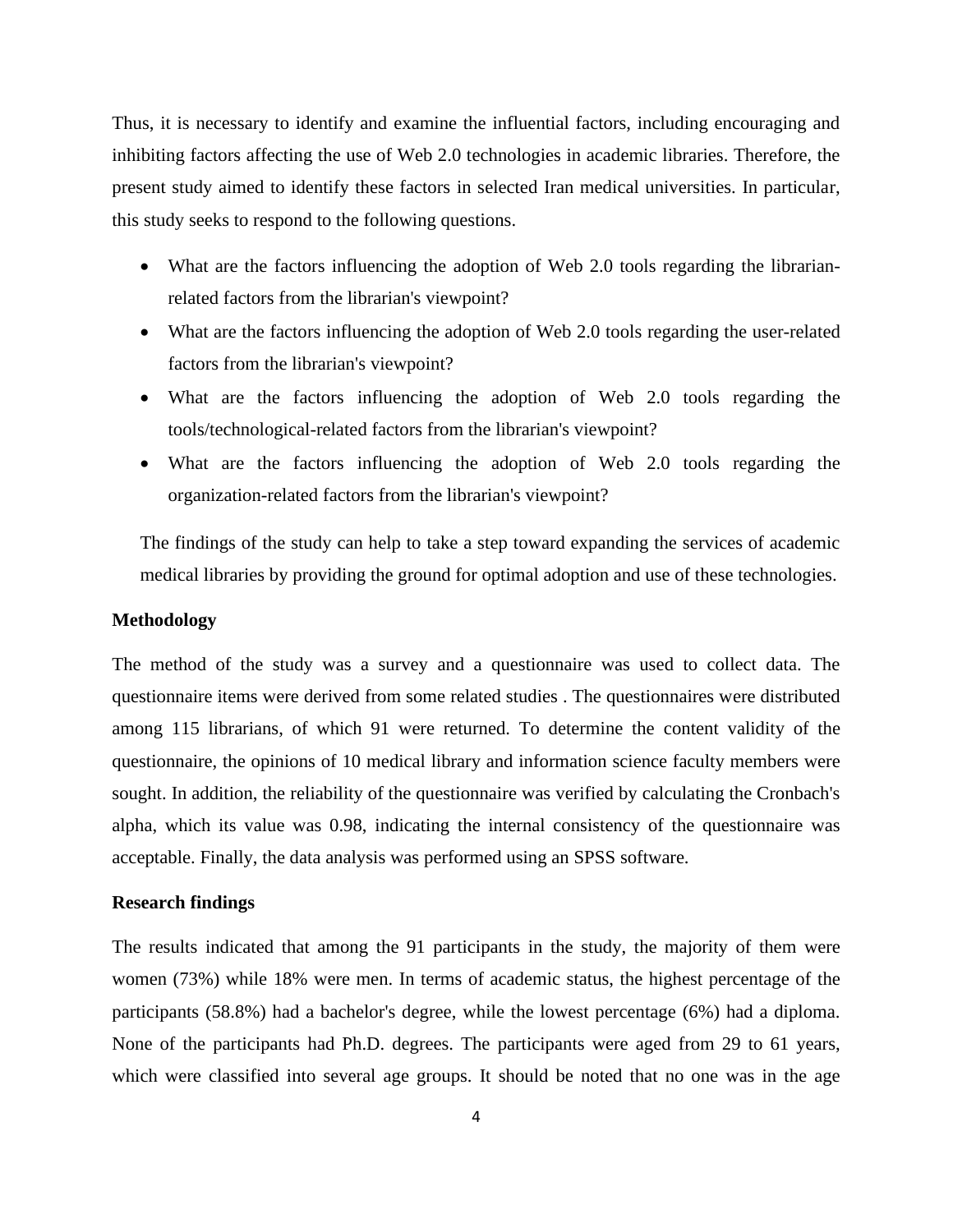Thus, it is necessary to identify and examine the influential factors, including encouraging and inhibiting factors affecting the use of Web 2.0 technologies in academic libraries. Therefore, the present study aimed to identify these factors in selected Iran medical universities. In particular, this study seeks to respond to the following questions.

- What are the factors influencing the adoption of Web 2.0 tools regarding the librarian-related factors from the librarian's viewpoint?
- What are the factors influencing the adoption of Web 2.0 tools regarding the user-related factors from the librarian's viewpoint?
- What are the factors influencing the adoption of Web 2.0 tools regarding the tools/technological-related factors from the librarian's viewpoint?
- What are the factors influencing the adoption of Web 2.0 tools regarding the organization-related factors from the librarian's viewpoint?

The findings of the study can help to take a step toward expanding the services of academic medical libraries by providing the ground for optimal adoption and use of these technologies.

**Methodology**

The method of the study was a survey and a questionnaire was used to collect data. The questionnaire items were derived from some related studies . The questionnaires were distributed among 115 librarians, of which 91 were returned. To determine the content validity of the questionnaire, the opinions of 10 medical library and information science faculty members were sought. In addition, the reliability of the questionnaire was verified by calculating the Cronbach's alpha, which its value was 0.98, indicating the internal consistency of the questionnaire was acceptable. Finally, the data analysis was performed using an SPSS software.

**Research findings**

The results indicated that among the 91 participants in the study, the majority of them were women (73%) while 18% were men. In terms of academic status, the highest percentage of the participants (58.8%) had a bachelor's degree, while the lowest percentage (6%) had a diploma. None of the participants had Ph.D. degrees. The participants were aged from 29 to 61 years, which were classified into several age groups. It should be noted that no one was in the age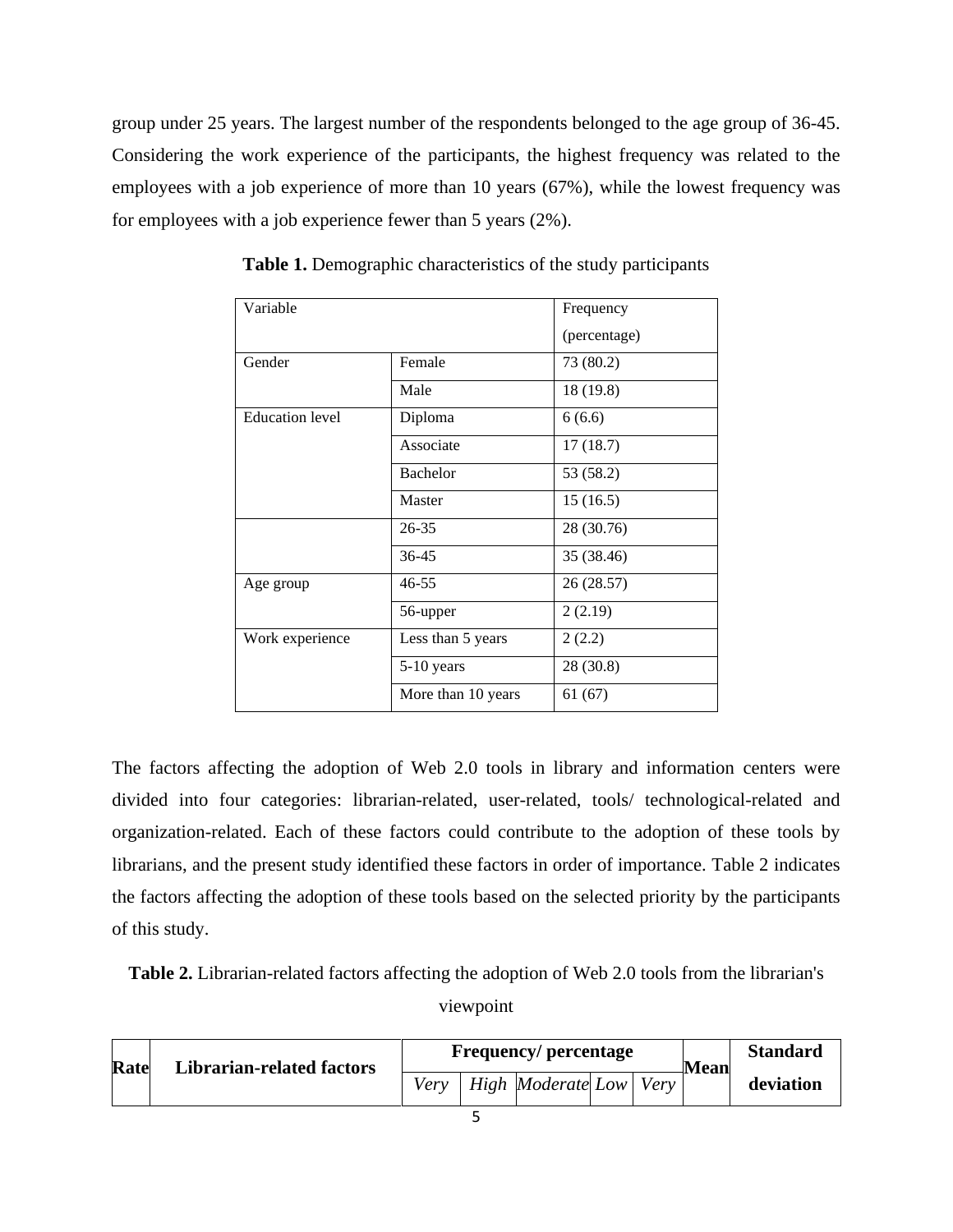group under 25 years. The largest number of the respondents belonged to the age group of 36-45. Considering the work experience of the participants, the highest frequency was related to the employees with a job experience of more than 10 years (67%), while the lowest frequency was for employees with a job experience fewer than 5 years (2%).

**Table 1.** Demographic characteristics of the study participants

| Variable | | Frequency (percentage) |
|---|---|---|
| Gender | Female | 73 (80.2) |
| | Male | 18 (19.8) |
| Education level | Diploma | 6 (6.6) |
| | Associate | 17 (18.7) |
| | Bachelor | 53 (58.2) |
| | Master | 15 (16.5) |
| | 26-35 | 28 (30.76) |
| | 36-45 | 35 (38.46) |
| Age group | 46-55 | 26 (28.57) |
| | 56-upper | 2 (2.19) |
| Work experience | Less than 5 years | 2 (2.2) |
| | 5-10 years | 28 (30.8) |
| | More than 10 years | 61 (67) |

The factors affecting the adoption of Web 2.0 tools in library and information centers were divided into four categories: librarian-related, user-related, tools/ technological-related and organization-related. Each of these factors could contribute to the adoption of these tools by librarians, and the present study identified these factors in order of importance. Table 2 indicates the factors affecting the adoption of these tools based on the selected priority by the participants of this study.

**Table 2.** Librarian-related factors affecting the adoption of Web 2.0 tools from the librarian's viewpoint

| Rate | Librarian-related factors | Frequency/ percentage | | | | | Mean | Standard deviation |
|---|---|---|---|---|---|---|---|---|
| | | *Very* | *High* | *Moderate* | *Low* | *Very* | | |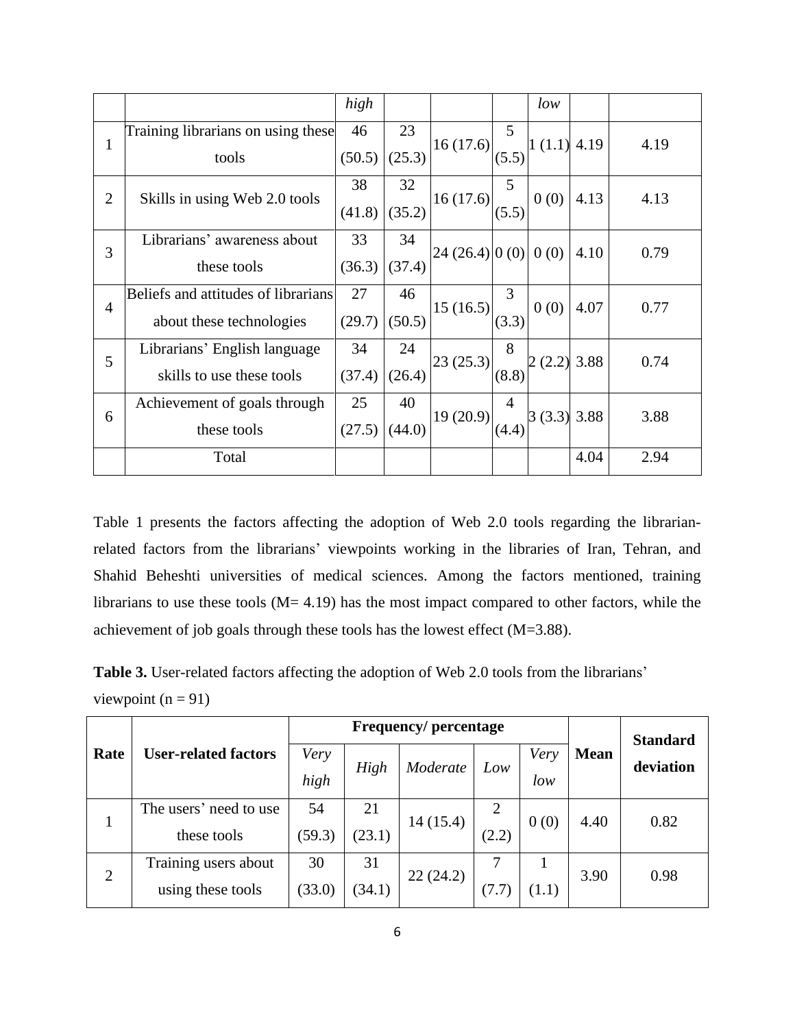| | | high | | | | low | | |
|---|---|---|---|---|---|---|---|---|
| 1 | Training librarians on using these tools | 46 (50.5) | 23 (25.3) | 16 (17.6) | 5 (5.5) | 1 (1.1) | 4.19 | 4.19 |
| 2 | Skills in using Web 2.0 tools | 38 (41.8) | 32 (35.2) | 16 (17.6) | 5 (5.5) | 0 (0) | 4.13 | 4.13 |
| 3 | Librarians' awareness about these tools | 33 (36.3) | 34 (37.4) | 24 (26.4) | 0 (0) | 0 (0) | 4.10 | 0.79 |
| 4 | Beliefs and attitudes of librarians about these technologies | 27 (29.7) | 46 (50.5) | 15 (16.5) | 3 (3.3) | 0 (0) | 4.07 | 0.77 |
| 5 | Librarians' English language skills to use these tools | 34 (37.4) | 24 (26.4) | 23 (25.3) | 8 (8.8) | 2 (2.2) | 3.88 | 0.74 |
| 6 | Achievement of goals through these tools | 25 (27.5) | 40 (44.0) | 19 (20.9) | 4 (4.4) | 3 (3.3) | 3.88 | 3.88 |
| | Total | | | | | | 4.04 | 2.94 |

Table 1 presents the factors affecting the adoption of Web 2.0 tools regarding the librarian-related factors from the librarians' viewpoints working in the libraries of Iran, Tehran, and Shahid Beheshti universities of medical sciences. Among the factors mentioned, training librarians to use these tools (M= 4.19) has the most impact compared to other factors, while the achievement of job goals through these tools has the lowest effect (M=3.88).

**Table 3.** User-related factors affecting the adoption of Web 2.0 tools from the librarians' viewpoint (n = 91)

| Rate | User-related factors | Frequency/ percentage | | | | | Mean | Standard deviation |
|---|---|---|---|---|---|---|---|---|
| | | *Very high* | *High* | *Moderate* | *Low* | *Very low* | | |
| 1 | The users' need to use these tools | 54 (59.3) | 21 (23.1) | 14 (15.4) | 2 (2.2) | 0 (0) | 4.40 | 0.82 |
| 2 | Training users about using these tools | 30 (33.0) | 31 (34.1) | 22 (24.2) | 7 (7.7) | 1 (1.1) | 3.90 | 0.98 |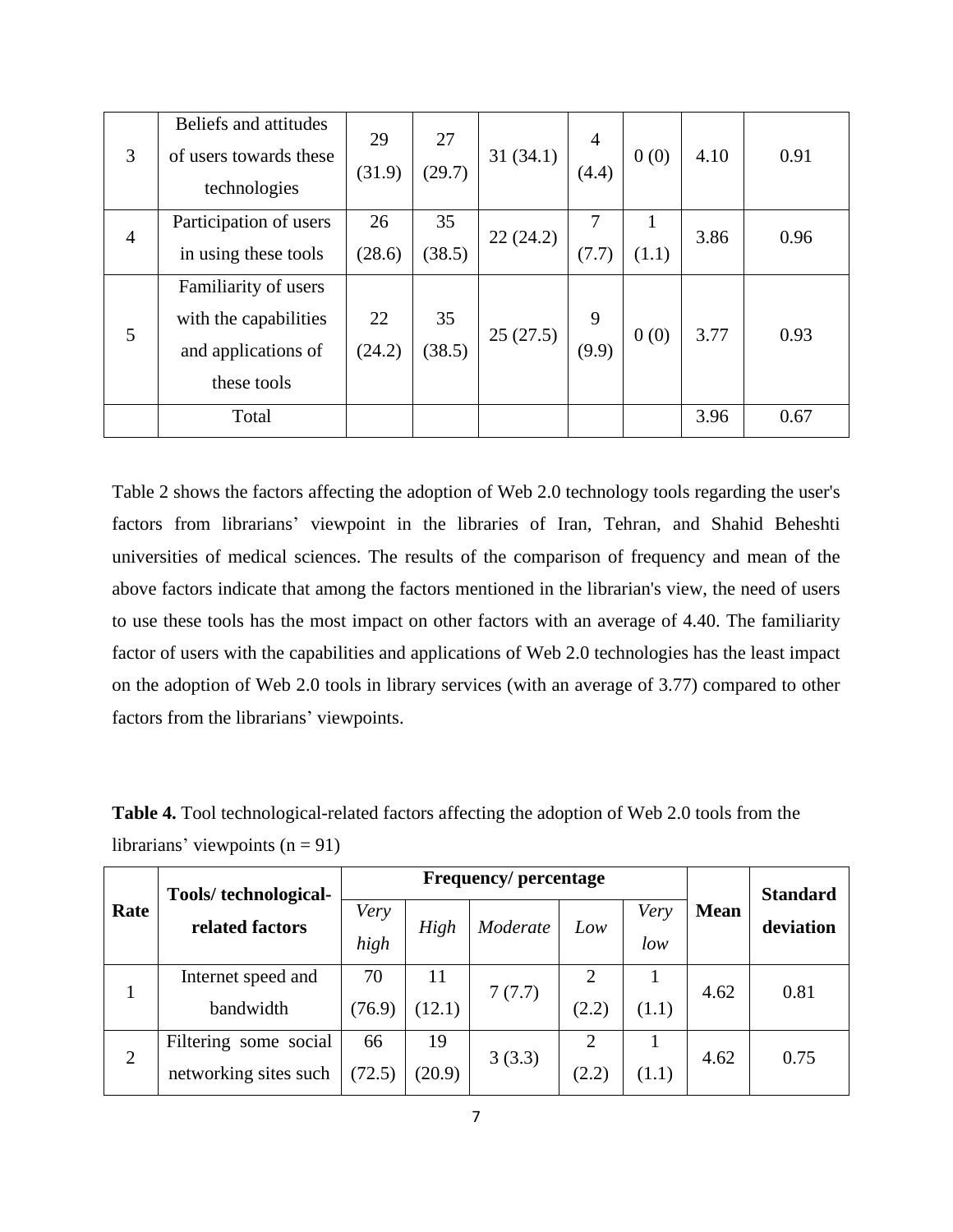| | | | | | | | | |
|---|---|---|---|---|---|---|---|---|
| 3 | Beliefs and attitudes of users towards these technologies | 29 (31.9) | 27 (29.7) | 31 (34.1) | 4 (4.4) | 0 (0) | 4.10 | 0.91 |
| 4 | Participation of users in using these tools | 26 (28.6) | 35 (38.5) | 22 (24.2) | 7 (7.7) | 1 (1.1) | 3.86 | 0.96 |
| 5 | Familiarity of users with the capabilities and applications of these tools | 22 (24.2) | 35 (38.5) | 25 (27.5) | 9 (9.9) | 0 (0) | 3.77 | 0.93 |
| | Total | | | | | | 3.96 | 0.67 |

Table 2 shows the factors affecting the adoption of Web 2.0 technology tools regarding the user's factors from librarians' viewpoint in the libraries of Iran, Tehran, and Shahid Beheshti universities of medical sciences. The results of the comparison of frequency and mean of the above factors indicate that among the factors mentioned in the librarian's view, the need of users to use these tools has the most impact on other factors with an average of 4.40. The familiarity factor of users with the capabilities and applications of Web 2.0 technologies has the least impact on the adoption of Web 2.0 tools in library services (with an average of 3.77) compared to other factors from the librarians' viewpoints.

**Table 4.** Tool technological-related factors affecting the adoption of Web 2.0 tools from the librarians' viewpoints (n = 91)

| **Rate** | **Tools/ technological-related factors** | **Frequency/ percentage** | | | | | **Mean** | **Standard deviation** |
|---|---|---|---|---|---|---|---|---|
| | | *Very high* | *High* | *Moderate* | *Low* | *Very low* | | |
| 1 | Internet speed and bandwidth | 70 (76.9) | 11 (12.1) | 7 (7.7) | 2 (2.2) | 1 (1.1) | 4.62 | 0.81 |
| 2 | Filtering some social networking sites such | 66 (72.5) | 19 (20.9) | 3 (3.3) | 2 (2.2) | 1 (1.1) | 4.62 | 0.75 |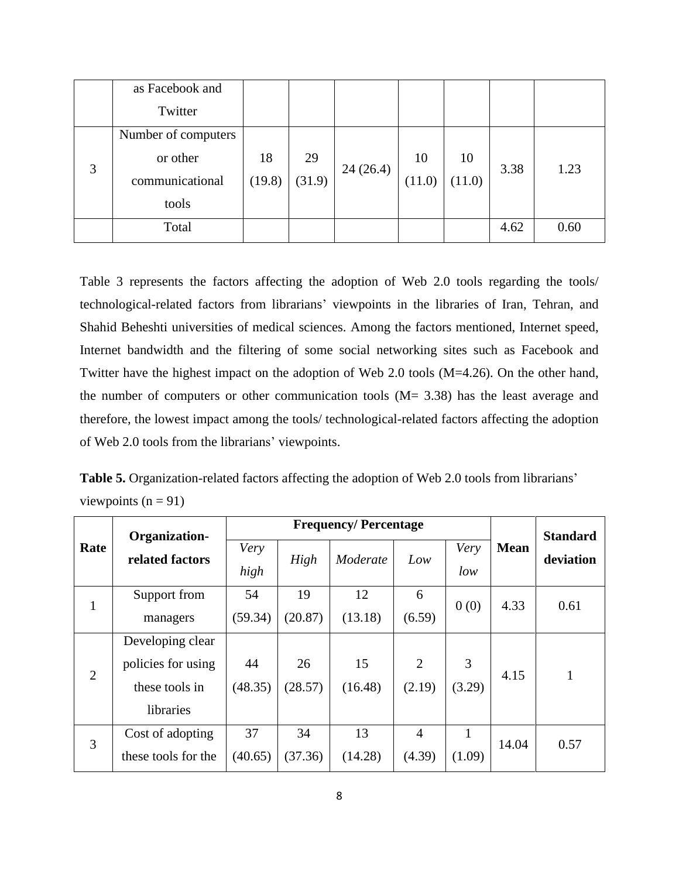|  | as Facebook and Twitter |  |  |  |  |  |  |  |
|---|---|---|---|---|---|---|---|---|
| 3 | Number of computers or other communicational tools | 18 (19.8) | 29 (31.9) | 24 (26.4) | 10 (11.0) | 10 (11.0) | 3.38 | 1.23 |
|  | Total |  |  |  |  |  | 4.62 | 0.60 |

Table 3 represents the factors affecting the adoption of Web 2.0 tools regarding the tools/ technological-related factors from librarians' viewpoints in the libraries of Iran, Tehran, and Shahid Beheshti universities of medical sciences. Among the factors mentioned, Internet speed, Internet bandwidth and the filtering of some social networking sites such as Facebook and Twitter have the highest impact on the adoption of Web 2.0 tools (M=4.26). On the other hand, the number of computers or other communication tools (M= 3.38) has the least average and therefore, the lowest impact among the tools/ technological-related factors affecting the adoption of Web 2.0 tools from the librarians' viewpoints.

**Table 5.** Organization-related factors affecting the adoption of Web 2.0 tools from librarians' viewpoints (n = 91)

| **Rate** | **Organization-related factors** | **Frequency/ Percentage** |  |  |  |  | **Mean** | **Standard deviation** |
|---|---|---|---|---|---|---|---|---|
|  |  | *Very high* | *High* | *Moderate* | *Low* | *Very low* |  |  |
| 1 | Support from managers | 54 (59.34) | 19 (20.87) | 12 (13.18) | 6 (6.59) | 0 (0) | 4.33 | 0.61 |
| 2 | Developing clear policies for using these tools in libraries | 44 (48.35) | 26 (28.57) | 15 (16.48) | 2 (2.19) | 3 (3.29) | 4.15 | 1 |
| 3 | Cost of adopting these tools for the | 37 (40.65) | 34 (37.36) | 13 (14.28) | 4 (4.39) | 1 (1.09) | 14.04 | 0.57 |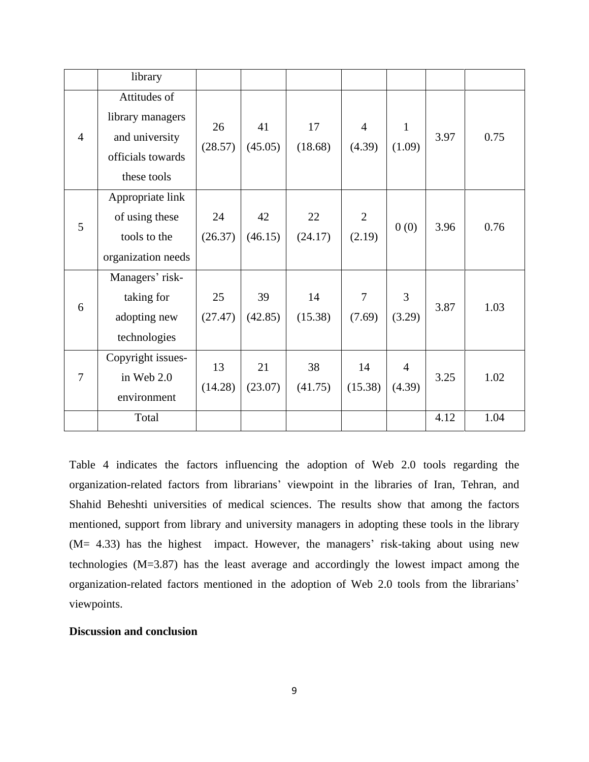| | library | | | | | | | |
|---|---|---|---|---|---|---|---|---|
| 4 | Attitudes of library managers and university officials towards these tools | 26 (28.57) | 41 (45.05) | 17 (18.68) | 4 (4.39) | 1 (1.09) | 3.97 | 0.75 |
| 5 | Appropriate link of using these tools to the organization needs | 24 (26.37) | 42 (46.15) | 22 (24.17) | 2 (2.19) | 0 (0) | 3.96 | 0.76 |
| 6 | Managers' risk-taking for adopting new technologies | 25 (27.47) | 39 (42.85) | 14 (15.38) | 7 (7.69) | 3 (3.29) | 3.87 | 1.03 |
| 7 | Copyright issues-in Web 2.0 environment | 13 (14.28) | 21 (23.07) | 38 (41.75) | 14 (15.38) | 4 (4.39) | 3.25 | 1.02 |
| | Total | | | | | | 4.12 | 1.04 |

Table 4 indicates the factors influencing the adoption of Web 2.0 tools regarding the organization-related factors from librarians' viewpoint in the libraries of Iran, Tehran, and Shahid Beheshti universities of medical sciences. The results show that among the factors mentioned, support from library and university managers in adopting these tools in the library (M= 4.33) has the highest impact. However, the managers' risk-taking about using new technologies (M=3.87) has the least average and accordingly the lowest impact among the organization-related factors mentioned in the adoption of Web 2.0 tools from the librarians' viewpoints.

**Discussion and conclusion**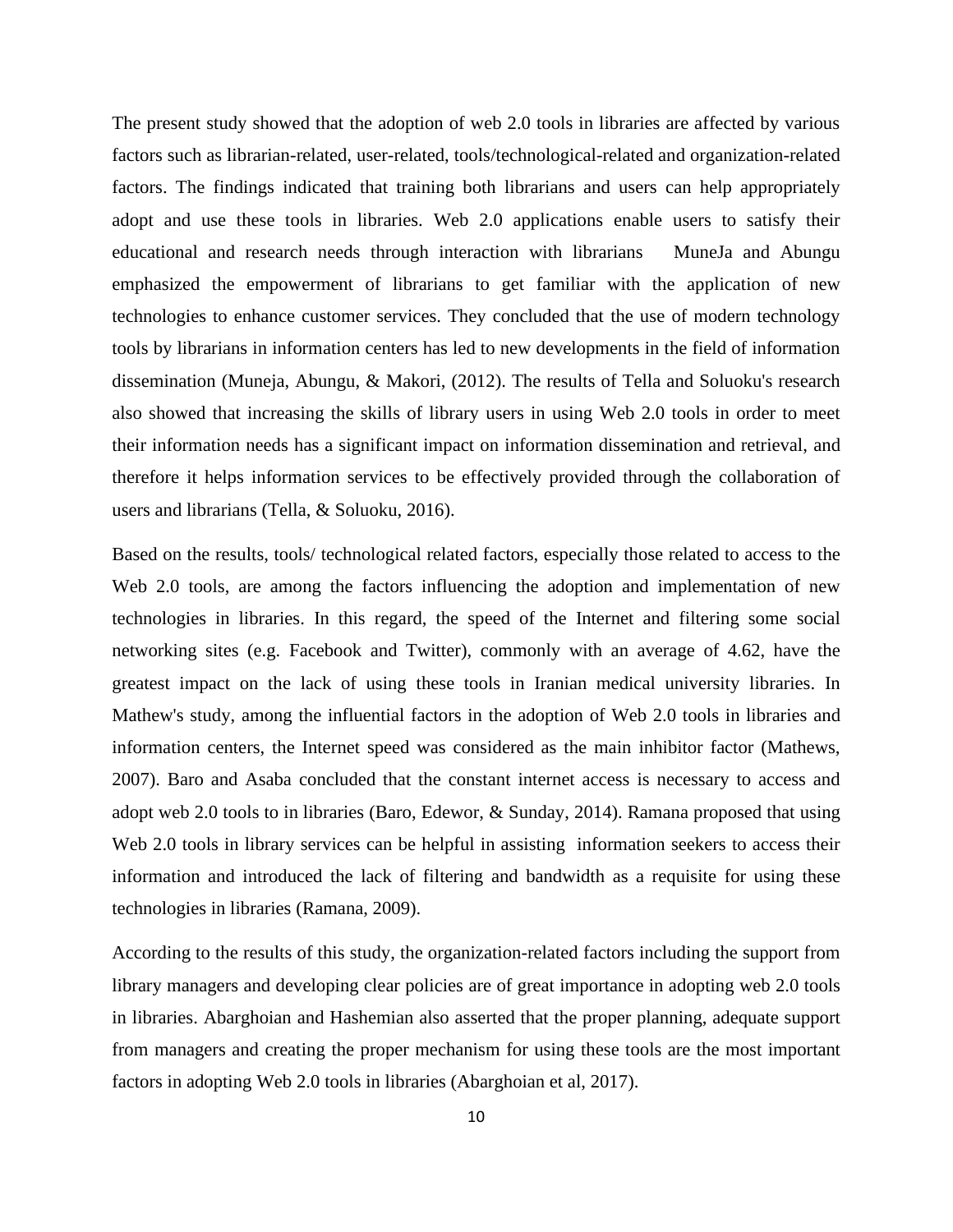The present study showed that the adoption of web 2.0 tools in libraries are affected by various factors such as librarian-related, user-related, tools/technological-related and organization-related factors. The findings indicated that training both librarians and users can help appropriately adopt and use these tools in libraries. Web 2.0 applications enable users to satisfy their educational and research needs through interaction with librarians MuneJa and Abungu emphasized the empowerment of librarians to get familiar with the application of new technologies to enhance customer services. They concluded that the use of modern technology tools by librarians in information centers has led to new developments in the field of information dissemination (Muneja, Abungu, & Makori, (2012). The results of Tella and Soluoku's research also showed that increasing the skills of library users in using Web 2.0 tools in order to meet their information needs has a significant impact on information dissemination and retrieval, and therefore it helps information services to be effectively provided through the collaboration of users and librarians (Tella, & Soluoku, 2016).

Based on the results, tools/ technological related factors, especially those related to access to the Web 2.0 tools, are among the factors influencing the adoption and implementation of new technologies in libraries. In this regard, the speed of the Internet and filtering some social networking sites (e.g. Facebook and Twitter), commonly with an average of 4.62, have the greatest impact on the lack of using these tools in Iranian medical university libraries. In Mathew's study, among the influential factors in the adoption of Web 2.0 tools in libraries and information centers, the Internet speed was considered as the main inhibitor factor (Mathews, 2007). Baro and Asaba concluded that the constant internet access is necessary to access and adopt web 2.0 tools to in libraries (Baro, Edewor, & Sunday, 2014). Ramana proposed that using Web 2.0 tools in library services can be helpful in assisting information seekers to access their information and introduced the lack of filtering and bandwidth as a requisite for using these technologies in libraries (Ramana, 2009).

According to the results of this study, the organization-related factors including the support from library managers and developing clear policies are of great importance in adopting web 2.0 tools in libraries. Abarghoian and Hashemian also asserted that the proper planning, adequate support from managers and creating the proper mechanism for using these tools are the most important factors in adopting Web 2.0 tools in libraries (Abarghoian et al, 2017).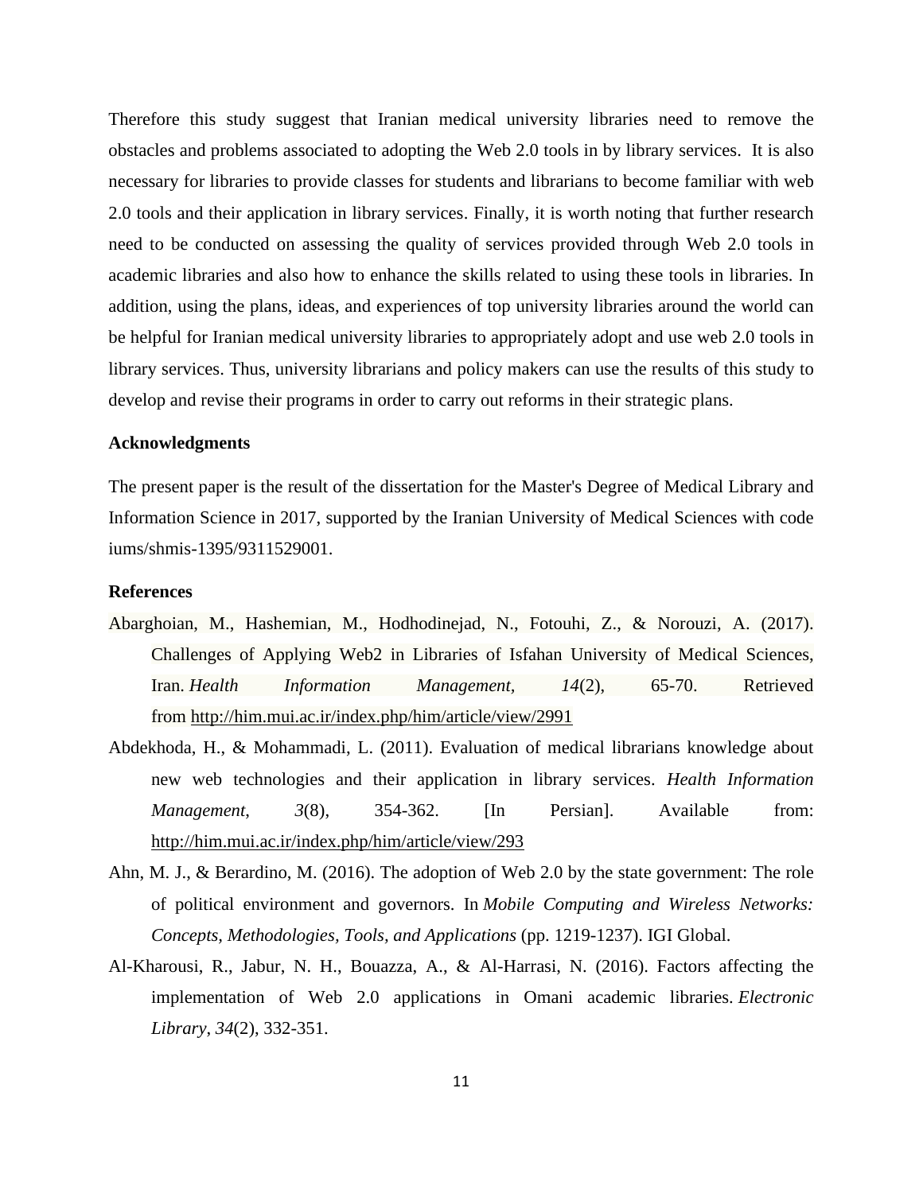Therefore this study suggest that Iranian medical university libraries need to remove the obstacles and problems associated to adopting the Web 2.0 tools in by library services. It is also necessary for libraries to provide classes for students and librarians to become familiar with web 2.0 tools and their application in library services. Finally, it is worth noting that further research need to be conducted on assessing the quality of services provided through Web 2.0 tools in academic libraries and also how to enhance the skills related to using these tools in libraries. In addition, using the plans, ideas, and experiences of top university libraries around the world can be helpful for Iranian medical university libraries to appropriately adopt and use web 2.0 tools in library services. Thus, university librarians and policy makers can use the results of this study to develop and revise their programs in order to carry out reforms in their strategic plans.

**Acknowledgments**

The present paper is the result of the dissertation for the Master's Degree of Medical Library and Information Science in 2017, supported by the Iranian University of Medical Sciences with code iums/shmis-1395/9311529001.

**References**

Abarghoian, M., Hashemian, M., Hodhodinejad, N., Fotouhi, Z., & Norouzi, A. (2017). Challenges of Applying Web2 in Libraries of Isfahan University of Medical Sciences, Iran. *Health Information Management*, *14*(2), 65-70. Retrieved from http://him.mui.ac.ir/index.php/him/article/view/2991

Abdekhoda, H., & Mohammadi, L. (2011). Evaluation of medical librarians knowledge about new web technologies and their application in library services. *Health Information Management*, *3*(8), 354-362. [In Persian]. Available from: http://him.mui.ac.ir/index.php/him/article/view/293

Ahn, M. J., & Berardino, M. (2016). The adoption of Web 2.0 by the state government: The role of political environment and governors. In *Mobile Computing and Wireless Networks: Concepts, Methodologies, Tools, and Applications* (pp. 1219-1237). IGI Global.

Al-Kharousi, R., Jabur, N. H., Bouazza, A., & Al-Harrasi, N. (2016). Factors affecting the implementation of Web 2.0 applications in Omani academic libraries. *Electronic Library*, *34*(2), 332-351.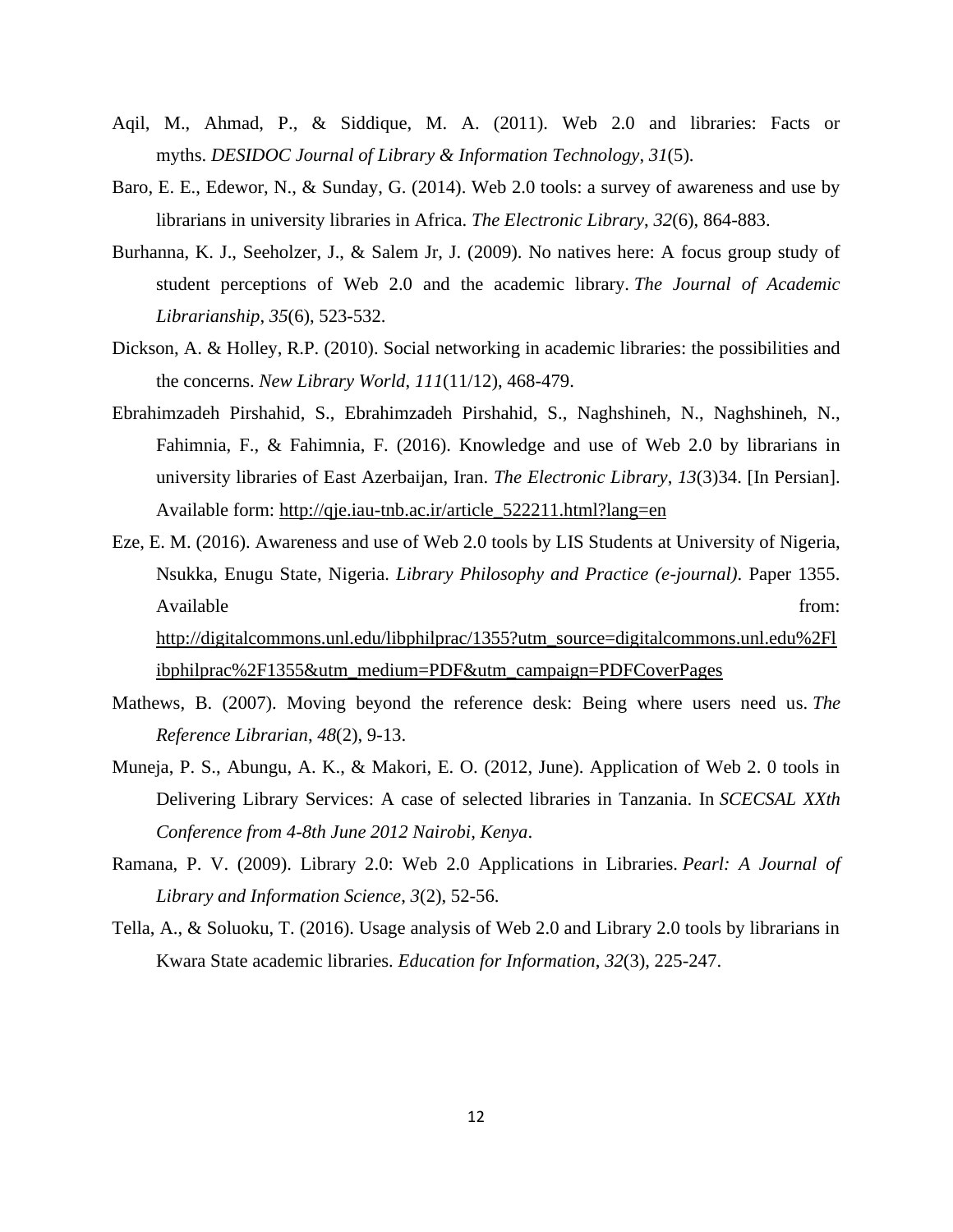Aqil, M., Ahmad, P., & Siddique, M. A. (2011). Web 2.0 and libraries: Facts or myths. *DESIDOC Journal of Library & Information Technology*, *31*(5).

Baro, E. E., Edewor, N., & Sunday, G. (2014). Web 2.0 tools: a survey of awareness and use by librarians in university libraries in Africa. *The Electronic Library*, *32*(6), 864-883.

Burhanna, K. J., Seeholzer, J., & Salem Jr, J. (2009). No natives here: A focus group study of student perceptions of Web 2.0 and the academic library. *The Journal of Academic Librarianship*, *35*(6), 523-532.

Dickson, A. & Holley, R.P. (2010). Social networking in academic libraries: the possibilities and the concerns. *New Library World*, *111*(11/12), 468-479.

Ebrahimzadeh Pirshahid, S., Ebrahimzadeh Pirshahid, S., Naghshineh, N., Naghshineh, N., Fahimnia, F., & Fahimnia, F. (2016). Knowledge and use of Web 2.0 by librarians in university libraries of East Azerbaijan, Iran. *The Electronic Library*, *13*(3)34. [In Persian]. Available form: http://qje.iau-tnb.ac.ir/article_522211.html?lang=en

Eze, E. M. (2016). Awareness and use of Web 2.0 tools by LIS Students at University of Nigeria, Nsukka, Enugu State, Nigeria. *Library Philosophy and Practice (e-journal)*. Paper 1355. Available from: http://digitalcommons.unl.edu/libphilprac/1355?utm_source=digitalcommons.unl.edu%2Flibphilprac%2F1355&utm_medium=PDF&utm_campaign=PDFCoverPages

Mathews, B. (2007). Moving beyond the reference desk: Being where users need us. *The Reference Librarian*, *48*(2), 9-13.

Muneja, P. S., Abungu, A. K., & Makori, E. O. (2012, June). Application of Web 2. 0 tools in Delivering Library Services: A case of selected libraries in Tanzania. In *SCECSAL XXth Conference from 4-8th June 2012 Nairobi, Kenya*.

Ramana, P. V. (2009). Library 2.0: Web 2.0 Applications in Libraries. *Pearl: A Journal of Library and Information Science*, *3*(2), 52-56.

Tella, A., & Soluoku, T. (2016). Usage analysis of Web 2.0 and Library 2.0 tools by librarians in Kwara State academic libraries. *Education for Information*, *32*(3), 225-247.